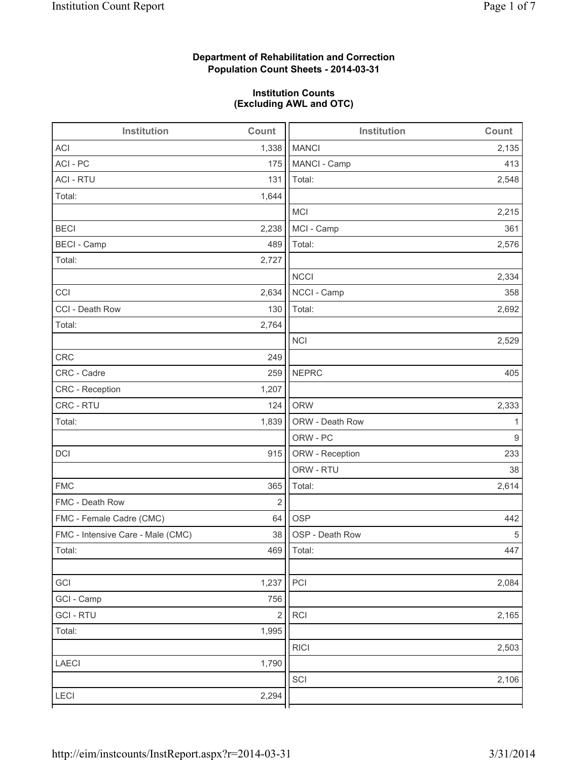**Department of Rehabilitation and Correction**
**Population Count Sheets - 2014-03-31**

**Institution Counts**
**(Excluding AWL and OTC)**

| Institution | Count |
|---|---|
| ACI | 1,338 |
| ACI - PC | 175 |
| ACI - RTU | 131 |
| Total: | 1,644 |
| | |
| BECI | 2,238 |
| BECI - Camp | 489 |
| Total: | 2,727 |
| | |
| CCI | 2,634 |
| CCI - Death Row | 130 |
| Total: | 2,764 |
| | |
| CRC | 249 |
| CRC - Cadre | 259 |
| CRC - Reception | 1,207 |
| CRC - RTU | 124 |
| Total: | 1,839 |
| | |
| DCI | 915 |
| | |
| FMC | 365 |
| FMC - Death Row | 2 |
| FMC - Female Cadre (CMC) | 64 |
| FMC - Intensive Care - Male (CMC) | 38 |
| Total: | 469 |
| | |
| GCI | 1,237 |
| GCI - Camp | 756 |
| GCI - RTU | 2 |
| Total: | 1,995 |
| | |
| LAECI | 1,790 |
| | |
| LECI | 2,294 |

| Institution | Count |
|---|---|
| MANCI | 2,135 |
| MANCI - Camp | 413 |
| Total: | 2,548 |
| | |
| MCI | 2,215 |
| MCI - Camp | 361 |
| Total: | 2,576 |
| | |
| NCCI | 2,334 |
| NCCI - Camp | 358 |
| Total: | 2,692 |
| | |
| NCI | 2,529 |
| | |
| NEPRC | 405 |
| | |
| ORW | 2,333 |
| ORW - Death Row | 1 |
| ORW - PC | 9 |
| ORW - Reception | 233 |
| ORW - RTU | 38 |
| Total: | 2,614 |
| | |
| OSP | 442 |
| OSP - Death Row | 5 |
| Total: | 447 |
| | |
| PCI | 2,084 |
| | |
| RCI | 2,165 |
| | |
| RICI | 2,503 |
| | |
| SCI | 2,106 |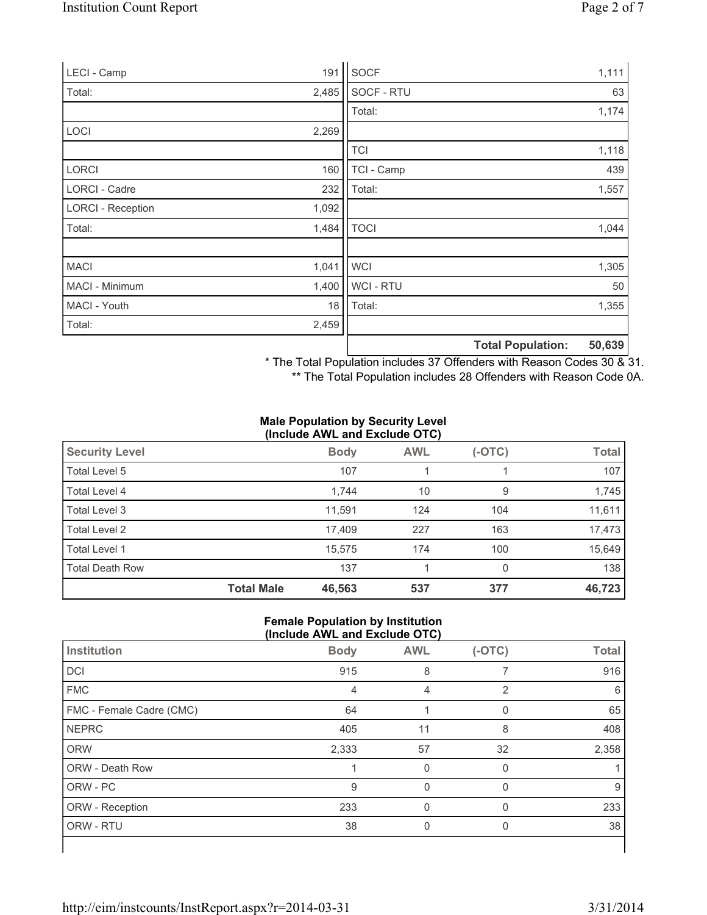| | |
|---|---|
| LECI - Camp | 191 |
| Total: | 2,485 |
| | |
| LOCI | 2,269 |
| | |
| LORCI | 160 |
| LORCI - Cadre | 232 |
| LORCI - Reception | 1,092 |
| Total: | 1,484 |
| | |
| MACI | 1,041 |
| MACI - Minimum | 1,400 |
| MACI - Youth | 18 |
| Total: | 2,459 |

| | |
|---|---|
| SOCF | 1,111 |
| SOCF - RTU | 63 |
| Total: | 1,174 |
| | |
| TCI | 1,118 |
| TCI - Camp | 439 |
| Total: | 1,557 |
| | |
| TOCI | 1,044 |
| | |
| WCI | 1,305 |
| WCI - RTU | 50 |
| Total: | 1,355 |
| | |
| **Total Population:** | **50,639** |

\* The Total Population includes 37 Offenders with Reason Codes 30 & 31.

\*\* The Total Population includes 28 Offenders with Reason Code 0A.

**Male Population by Security Level (Include AWL and Exclude OTC)**

| Security Level | | Body | AWL | (-OTC) | Total |
|---|---|---|---|---|---|
| Total Level 5 | | 107 | 1 | 1 | 107 |
| Total Level 4 | | 1,744 | 10 | 9 | 1,745 |
| Total Level 3 | | 11,591 | 124 | 104 | 11,611 |
| Total Level 2 | | 17,409 | 227 | 163 | 17,473 |
| Total Level 1 | | 15,575 | 174 | 100 | 15,649 |
| Total Death Row | | 137 | 1 | 0 | 138 |
| | **Total Male** | **46,563** | **537** | **377** | **46,723** |

**Female Population by Institution (Include AWL and Exclude OTC)**

| Institution | Body | AWL | (-OTC) | Total |
|---|---|---|---|---|
| DCI | 915 | 8 | 7 | 916 |
| FMC | 4 | 4 | 2 | 6 |
| FMC - Female Cadre (CMC) | 64 | 1 | 0 | 65 |
| NEPRC | 405 | 11 | 8 | 408 |
| ORW | 2,333 | 57 | 32 | 2,358 |
| ORW - Death Row | 1 | 0 | 0 | 1 |
| ORW - PC | 9 | 0 | 0 | 9 |
| ORW - Reception | 233 | 0 | 0 | 233 |
| ORW - RTU | 38 | 0 | 0 | 38 |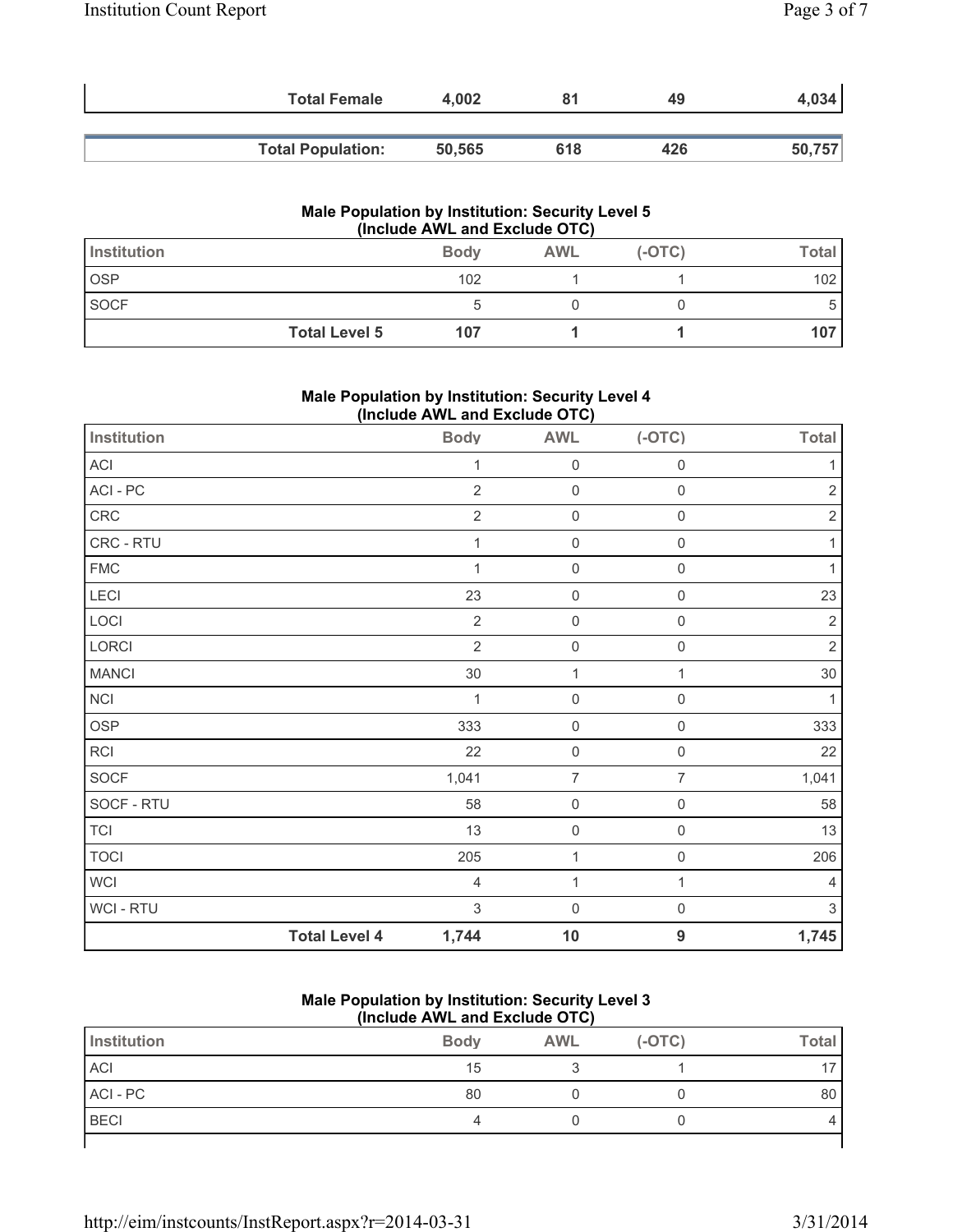| | Body | AWL | (-OTC) | Total |
|---|---|---|---|---|
| **Total Female** | **4,002** | **81** | **49** | **4,034** |
| **Total Population:** | **50,565** | **618** | **426** | **50,757** |

### Male Population by Institution: Security Level 5 (Include AWL and Exclude OTC)

| Institution | Body | AWL | (-OTC) | Total |
|---|---|---|---|---|
| OSP | 102 | 1 | 1 | 102 |
| SOCF | 5 | 0 | 0 | 5 |
| **Total Level 5** | **107** | **1** | **1** | **107** |

### Male Population by Institution: Security Level 4 (Include AWL and Exclude OTC)

| Institution | Body | AWL | (-OTC) | Total |
|---|---|---|---|---|
| ACI | 1 | 0 | 0 | 1 |
| ACI - PC | 2 | 0 | 0 | 2 |
| CRC | 2 | 0 | 0 | 2 |
| CRC - RTU | 1 | 0 | 0 | 1 |
| FMC | 1 | 0 | 0 | 1 |
| LECI | 23 | 0 | 0 | 23 |
| LOCI | 2 | 0 | 0 | 2 |
| LORCI | 2 | 0 | 0 | 2 |
| MANCI | 30 | 1 | 1 | 30 |
| NCI | 1 | 0 | 0 | 1 |
| OSP | 333 | 0 | 0 | 333 |
| RCI | 22 | 0 | 0 | 22 |
| SOCF | 1,041 | 7 | 7 | 1,041 |
| SOCF - RTU | 58 | 0 | 0 | 58 |
| TCI | 13 | 0 | 0 | 13 |
| TOCI | 205 | 1 | 0 | 206 |
| WCI | 4 | 1 | 1 | 4 |
| WCI - RTU | 3 | 0 | 0 | 3 |
| **Total Level 4** | **1,744** | **10** | **9** | **1,745** |

### Male Population by Institution: Security Level 3 (Include AWL and Exclude OTC)

| Institution | Body | AWL | (-OTC) | Total |
|---|---|---|---|---|
| ACI | 15 | 3 | 1 | 17 |
| ACI - PC | 80 | 0 | 0 | 80 |
| BECI | 4 | 0 | 0 | 4 |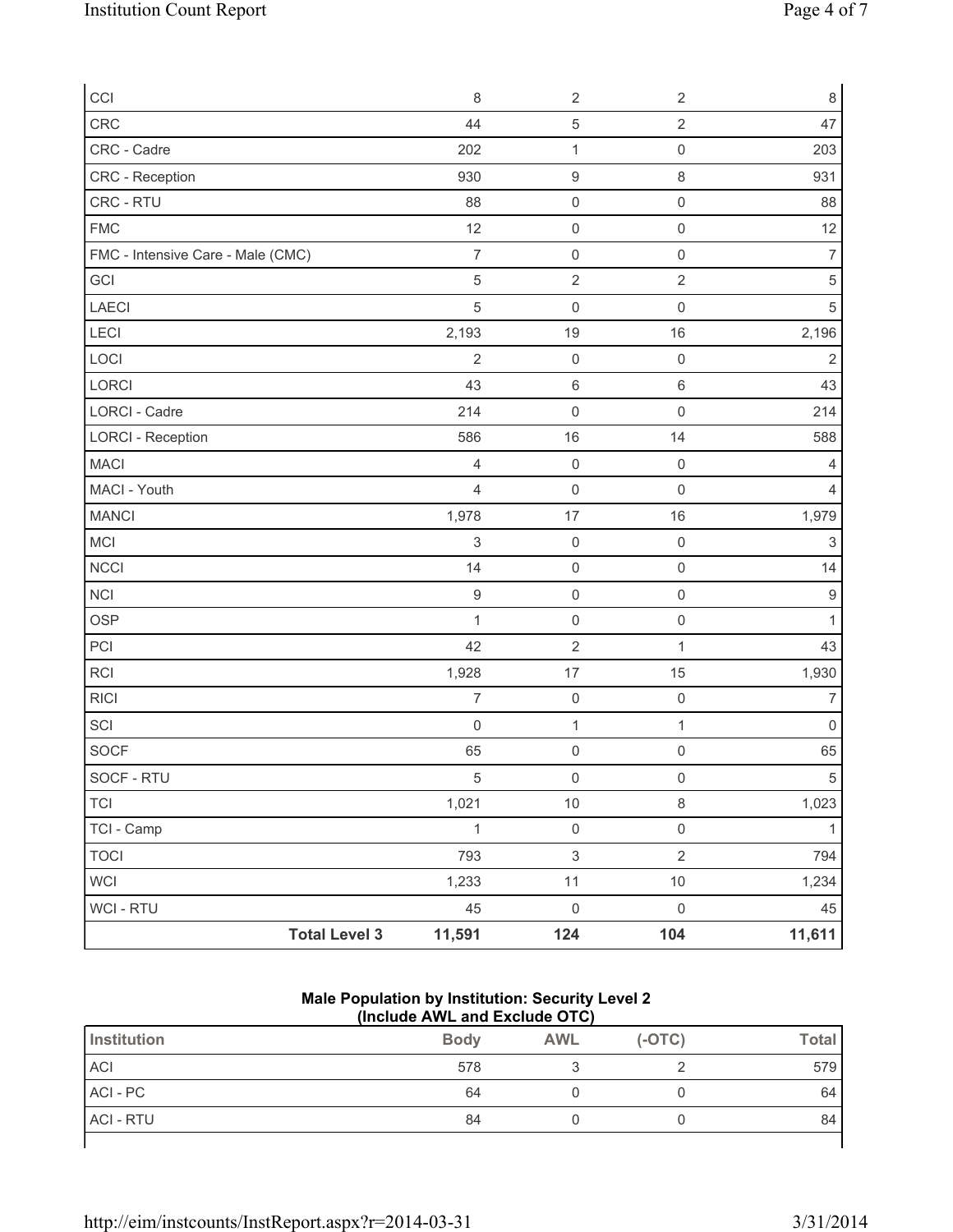| | Body | AWL | (-OTC) | Total |
|---|---|---|---|---|
| CCI | 8 | 2 | 2 | 8 |
| CRC | 44 | 5 | 2 | 47 |
| CRC - Cadre | 202 | 1 | 0 | 203 |
| CRC - Reception | 930 | 9 | 8 | 931 |
| CRC - RTU | 88 | 0 | 0 | 88 |
| FMC | 12 | 0 | 0 | 12 |
| FMC - Intensive Care - Male (CMC) | 7 | 0 | 0 | 7 |
| GCI | 5 | 2 | 2 | 5 |
| LAECI | 5 | 0 | 0 | 5 |
| LECI | 2,193 | 19 | 16 | 2,196 |
| LOCI | 2 | 0 | 0 | 2 |
| LORCI | 43 | 6 | 6 | 43 |
| LORCI - Cadre | 214 | 0 | 0 | 214 |
| LORCI - Reception | 586 | 16 | 14 | 588 |
| MACI | 4 | 0 | 0 | 4 |
| MACI - Youth | 4 | 0 | 0 | 4 |
| MANCI | 1,978 | 17 | 16 | 1,979 |
| MCI | 3 | 0 | 0 | 3 |
| NCCI | 14 | 0 | 0 | 14 |
| NCI | 9 | 0 | 0 | 9 |
| OSP | 1 | 0 | 0 | 1 |
| PCI | 42 | 2 | 1 | 43 |
| RCI | 1,928 | 17 | 15 | 1,930 |
| RICI | 7 | 0 | 0 | 7 |
| SCI | 0 | 1 | 1 | 0 |
| SOCF | 65 | 0 | 0 | 65 |
| SOCF - RTU | 5 | 0 | 0 | 5 |
| TCI | 1,021 | 10 | 8 | 1,023 |
| TCI - Camp | 1 | 0 | 0 | 1 |
| TOCI | 793 | 3 | 2 | 794 |
| WCI | 1,233 | 11 | 10 | 1,234 |
| WCI - RTU | 45 | 0 | 0 | 45 |
| **Total Level 3** | **11,591** | **124** | **104** | **11,611** |

**Male Population by Institution: Security Level 2**
**(Include AWL and Exclude OTC)**

| Institution | Body | AWL | (-OTC) | Total |
|---|---|---|---|---|
| ACI | 578 | 3 | 2 | 579 |
| ACI - PC | 64 | 0 | 0 | 64 |
| ACI - RTU | 84 | 0 | 0 | 84 |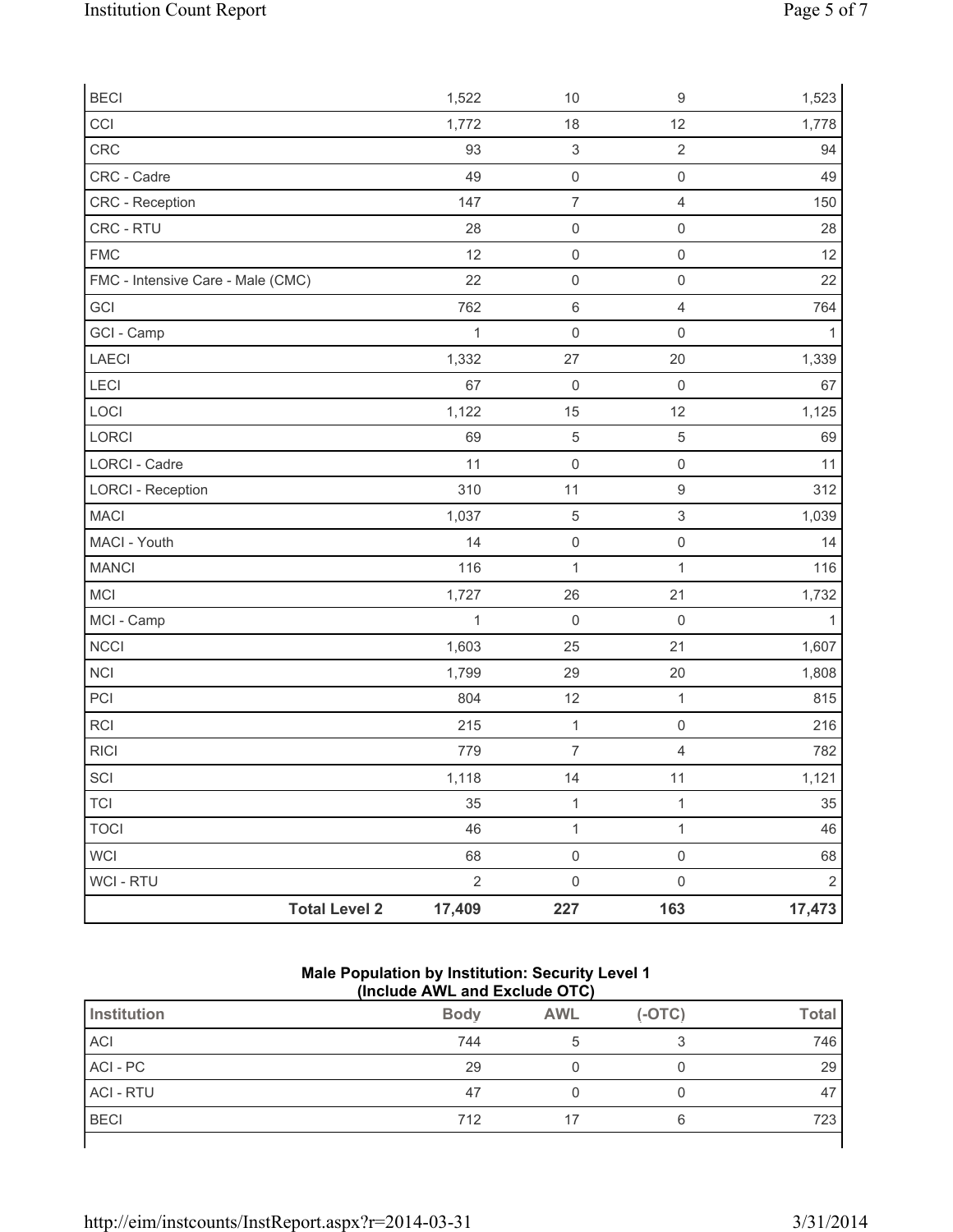| | | | | |
|---|---|---|---|---|
| BECI | 1,522 | 10 | 9 | 1,523 |
| CCI | 1,772 | 18 | 12 | 1,778 |
| CRC | 93 | 3 | 2 | 94 |
| CRC - Cadre | 49 | 0 | 0 | 49 |
| CRC - Reception | 147 | 7 | 4 | 150 |
| CRC - RTU | 28 | 0 | 0 | 28 |
| FMC | 12 | 0 | 0 | 12 |
| FMC - Intensive Care - Male (CMC) | 22 | 0 | 0 | 22 |
| GCI | 762 | 6 | 4 | 764 |
| GCI - Camp | 1 | 0 | 0 | 1 |
| LAECI | 1,332 | 27 | 20 | 1,339 |
| LECI | 67 | 0 | 0 | 67 |
| LOCI | 1,122 | 15 | 12 | 1,125 |
| LORCI | 69 | 5 | 5 | 69 |
| LORCI - Cadre | 11 | 0 | 0 | 11 |
| LORCI - Reception | 310 | 11 | 9 | 312 |
| MACI | 1,037 | 5 | 3 | 1,039 |
| MACI - Youth | 14 | 0 | 0 | 14 |
| MANCI | 116 | 1 | 1 | 116 |
| MCI | 1,727 | 26 | 21 | 1,732 |
| MCI - Camp | 1 | 0 | 0 | 1 |
| NCCI | 1,603 | 25 | 21 | 1,607 |
| NCI | 1,799 | 29 | 20 | 1,808 |
| PCI | 804 | 12 | 1 | 815 |
| RCI | 215 | 1 | 0 | 216 |
| RICI | 779 | 7 | 4 | 782 |
| SCI | 1,118 | 14 | 11 | 1,121 |
| TCI | 35 | 1 | 1 | 35 |
| TOCI | 46 | 1 | 1 | 46 |
| WCI | 68 | 0 | 0 | 68 |
| WCI - RTU | 2 | 0 | 0 | 2 |
| **Total Level 2** | **17,409** | **227** | **163** | **17,473** |

**Male Population by Institution: Security Level 1**
**(Include AWL and Exclude OTC)**

| Institution | Body | AWL | (-OTC) | Total |
|---|---|---|---|---|
| ACI | 744 | 5 | 3 | 746 |
| ACI - PC | 29 | 0 | 0 | 29 |
| ACI - RTU | 47 | 0 | 0 | 47 |
| BECI | 712 | 17 | 6 | 723 |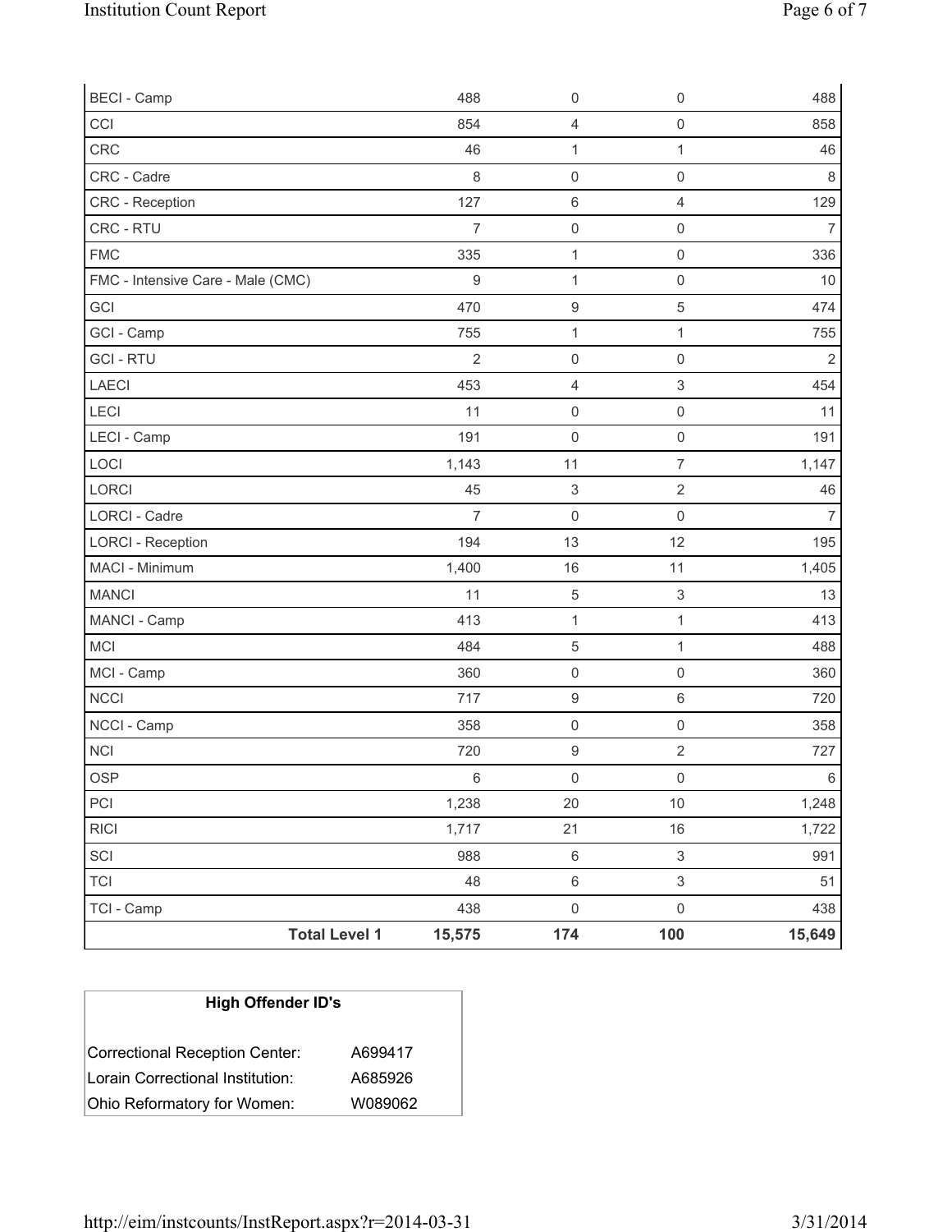| | | | |
|---|---|---|---|
| BECI - Camp | 488 | 0 | 0 | 488 |
| CCI | 854 | 4 | 0 | 858 |
| CRC | 46 | 1 | 1 | 46 |
| CRC - Cadre | 8 | 0 | 0 | 8 |
| CRC - Reception | 127 | 6 | 4 | 129 |
| CRC - RTU | 7 | 0 | 0 | 7 |
| FMC | 335 | 1 | 0 | 336 |
| FMC - Intensive Care - Male (CMC) | 9 | 1 | 0 | 10 |
| GCI | 470 | 9 | 5 | 474 |
| GCI - Camp | 755 | 1 | 1 | 755 |
| GCI - RTU | 2 | 0 | 0 | 2 |
| LAECI | 453 | 4 | 3 | 454 |
| LECI | 11 | 0 | 0 | 11 |
| LECI - Camp | 191 | 0 | 0 | 191 |
| LOCI | 1,143 | 11 | 7 | 1,147 |
| LORCI | 45 | 3 | 2 | 46 |
| LORCI - Cadre | 7 | 0 | 0 | 7 |
| LORCI - Reception | 194 | 13 | 12 | 195 |
| MACI - Minimum | 1,400 | 16 | 11 | 1,405 |
| MANCI | 11 | 5 | 3 | 13 |
| MANCI - Camp | 413 | 1 | 1 | 413 |
| MCI | 484 | 5 | 1 | 488 |
| MCI - Camp | 360 | 0 | 0 | 360 |
| NCCI | 717 | 9 | 6 | 720 |
| NCCI - Camp | 358 | 0 | 0 | 358 |
| NCI | 720 | 9 | 2 | 727 |
| OSP | 6 | 0 | 0 | 6 |
| PCI | 1,238 | 20 | 10 | 1,248 |
| RICI | 1,717 | 21 | 16 | 1,722 |
| SCI | 988 | 6 | 3 | 991 |
| TCI | 48 | 6 | 3 | 51 |
| TCI - Camp | 438 | 0 | 0 | 438 |
| **Total Level 1** | **15,575** | **174** | **100** | **15,649** |

| High Offender ID's | |
|---|---|
| Correctional Reception Center: | A699417 |
| Lorain Correctional Institution: | A685926 |
| Ohio Reformatory for Women: | W089062 |